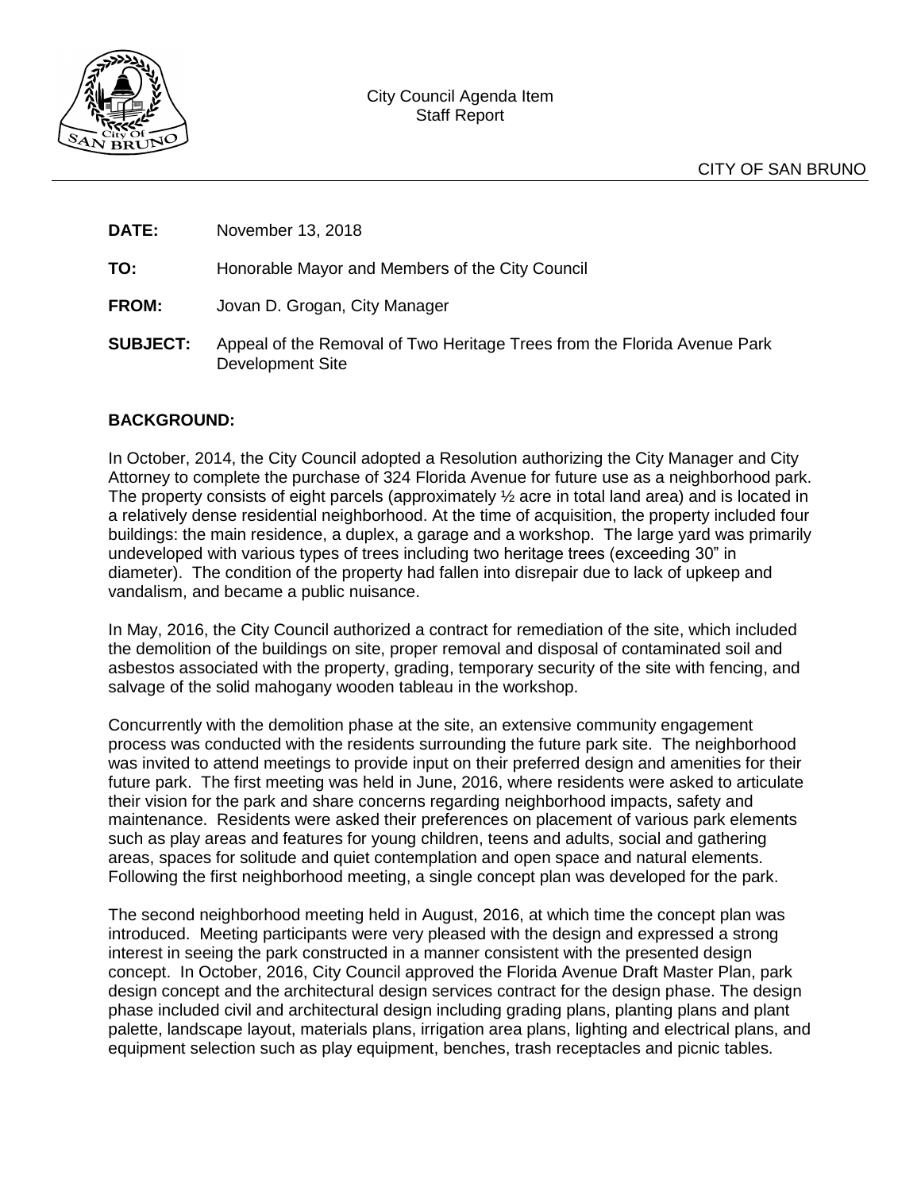City Council Agenda Item
Staff Report

CITY OF SAN BRUNO

**DATE:** November 13, 2018

**TO:** Honorable Mayor and Members of the City Council

**FROM:** Jovan D. Grogan, City Manager

**SUBJECT:** Appeal of the Removal of Two Heritage Trees from the Florida Avenue Park Development Site

## BACKGROUND:

In October, 2014, the City Council adopted a Resolution authorizing the City Manager and City Attorney to complete the purchase of 324 Florida Avenue for future use as a neighborhood park. The property consists of eight parcels (approximately ½ acre in total land area) and is located in a relatively dense residential neighborhood. At the time of acquisition, the property included four buildings: the main residence, a duplex, a garage and a workshop. The large yard was primarily undeveloped with various types of trees including two heritage trees (exceeding 30" in diameter). The condition of the property had fallen into disrepair due to lack of upkeep and vandalism, and became a public nuisance.

In May, 2016, the City Council authorized a contract for remediation of the site, which included the demolition of the buildings on site, proper removal and disposal of contaminated soil and asbestos associated with the property, grading, temporary security of the site with fencing, and salvage of the solid mahogany wooden tableau in the workshop.

Concurrently with the demolition phase at the site, an extensive community engagement process was conducted with the residents surrounding the future park site. The neighborhood was invited to attend meetings to provide input on their preferred design and amenities for their future park. The first meeting was held in June, 2016, where residents were asked to articulate their vision for the park and share concerns regarding neighborhood impacts, safety and maintenance. Residents were asked their preferences on placement of various park elements such as play areas and features for young children, teens and adults, social and gathering areas, spaces for solitude and quiet contemplation and open space and natural elements. Following the first neighborhood meeting, a single concept plan was developed for the park.

The second neighborhood meeting held in August, 2016, at which time the concept plan was introduced. Meeting participants were very pleased with the design and expressed a strong interest in seeing the park constructed in a manner consistent with the presented design concept. In October, 2016, City Council approved the Florida Avenue Draft Master Plan, park design concept and the architectural design services contract for the design phase. The design phase included civil and architectural design including grading plans, planting plans and plant palette, landscape layout, materials plans, irrigation area plans, lighting and electrical plans, and equipment selection such as play equipment, benches, trash receptacles and picnic tables.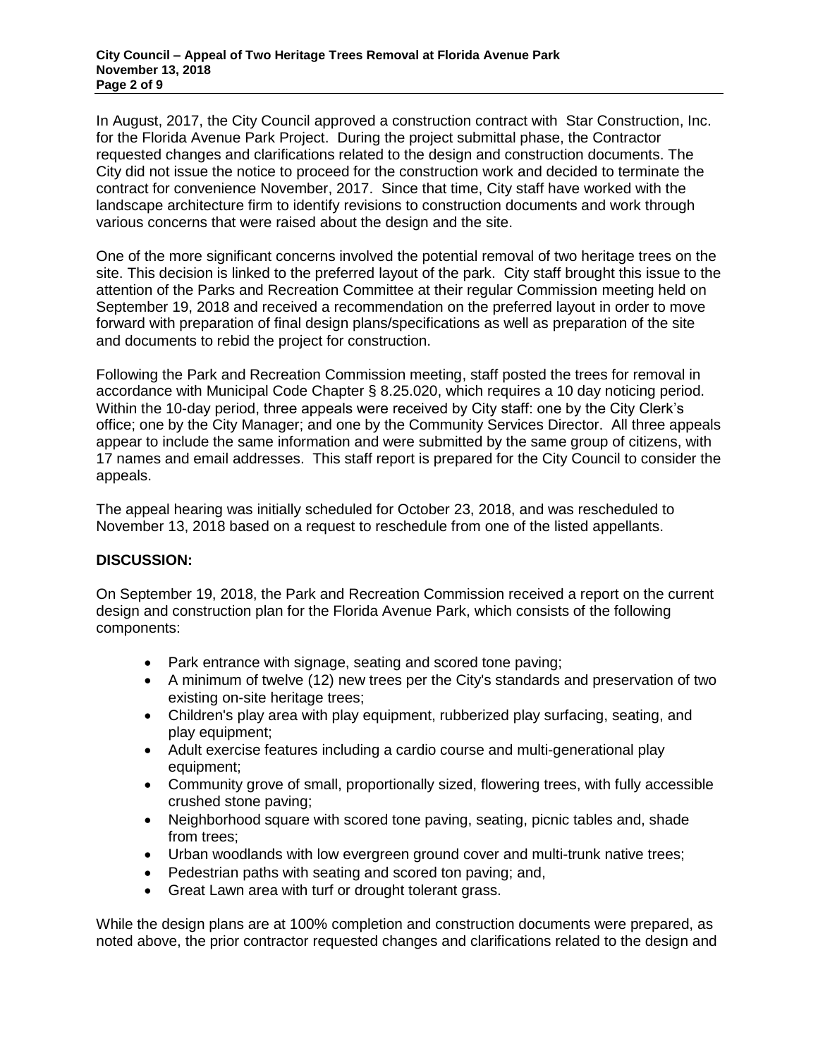In August, 2017, the City Council approved a construction contract with Star Construction, Inc. for the Florida Avenue Park Project. During the project submittal phase, the Contractor requested changes and clarifications related to the design and construction documents. The City did not issue the notice to proceed for the construction work and decided to terminate the contract for convenience November, 2017. Since that time, City staff have worked with the landscape architecture firm to identify revisions to construction documents and work through various concerns that were raised about the design and the site.

One of the more significant concerns involved the potential removal of two heritage trees on the site. This decision is linked to the preferred layout of the park. City staff brought this issue to the attention of the Parks and Recreation Committee at their regular Commission meeting held on September 19, 2018 and received a recommendation on the preferred layout in order to move forward with preparation of final design plans/specifications as well as preparation of the site and documents to rebid the project for construction.

Following the Park and Recreation Commission meeting, staff posted the trees for removal in accordance with Municipal Code Chapter § 8.25.020, which requires a 10 day noticing period. Within the 10-day period, three appeals were received by City staff: one by the City Clerk's office; one by the City Manager; and one by the Community Services Director. All three appeals appear to include the same information and were submitted by the same group of citizens, with 17 names and email addresses. This staff report is prepared for the City Council to consider the appeals.

The appeal hearing was initially scheduled for October 23, 2018, and was rescheduled to November 13, 2018 based on a request to reschedule from one of the listed appellants.

**DISCUSSION:**

On September 19, 2018, the Park and Recreation Commission received a report on the current design and construction plan for the Florida Avenue Park, which consists of the following components:

- Park entrance with signage, seating and scored tone paving;
- A minimum of twelve (12) new trees per the City's standards and preservation of two existing on-site heritage trees;
- Children's play area with play equipment, rubberized play surfacing, seating, and play equipment;
- Adult exercise features including a cardio course and multi-generational play equipment;
- Community grove of small, proportionally sized, flowering trees, with fully accessible crushed stone paving;
- Neighborhood square with scored tone paving, seating, picnic tables and, shade from trees;
- Urban woodlands with low evergreen ground cover and multi-trunk native trees;
- Pedestrian paths with seating and scored ton paving; and,
- Great Lawn area with turf or drought tolerant grass.

While the design plans are at 100% completion and construction documents were prepared, as noted above, the prior contractor requested changes and clarifications related to the design and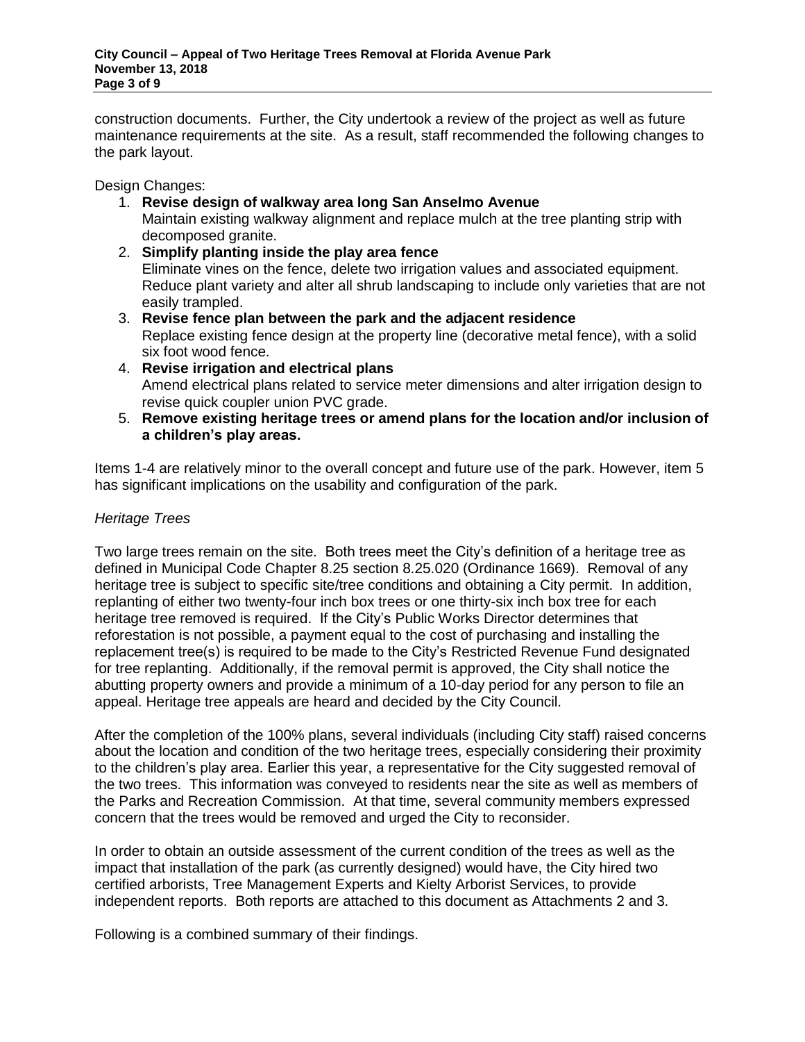construction documents. Further, the City undertook a review of the project as well as future maintenance requirements at the site. As a result, staff recommended the following changes to the park layout.

Design Changes:

1. **Revise design of walkway area long San Anselmo Avenue**
   Maintain existing walkway alignment and replace mulch at the tree planting strip with decomposed granite.
2. **Simplify planting inside the play area fence**
   Eliminate vines on the fence, delete two irrigation values and associated equipment. Reduce plant variety and alter all shrub landscaping to include only varieties that are not easily trampled.
3. **Revise fence plan between the park and the adjacent residence**
   Replace existing fence design at the property line (decorative metal fence), with a solid six foot wood fence.
4. **Revise irrigation and electrical plans**
   Amend electrical plans related to service meter dimensions and alter irrigation design to revise quick coupler union PVC grade.
5. **Remove existing heritage trees or amend plans for the location and/or inclusion of a children's play areas.**

Items 1-4 are relatively minor to the overall concept and future use of the park. However, item 5 has significant implications on the usability and configuration of the park.

*Heritage Trees*

Two large trees remain on the site. Both trees meet the City's definition of a heritage tree as defined in Municipal Code Chapter 8.25 section 8.25.020 (Ordinance 1669). Removal of any heritage tree is subject to specific site/tree conditions and obtaining a City permit. In addition, replanting of either two twenty-four inch box trees or one thirty-six inch box tree for each heritage tree removed is required. If the City's Public Works Director determines that reforestation is not possible, a payment equal to the cost of purchasing and installing the replacement tree(s) is required to be made to the City's Restricted Revenue Fund designated for tree replanting. Additionally, if the removal permit is approved, the City shall notice the abutting property owners and provide a minimum of a 10-day period for any person to file an appeal. Heritage tree appeals are heard and decided by the City Council.

After the completion of the 100% plans, several individuals (including City staff) raised concerns about the location and condition of the two heritage trees, especially considering their proximity to the children's play area. Earlier this year, a representative for the City suggested removal of the two trees. This information was conveyed to residents near the site as well as members of the Parks and Recreation Commission. At that time, several community members expressed concern that the trees would be removed and urged the City to reconsider.

In order to obtain an outside assessment of the current condition of the trees as well as the impact that installation of the park (as currently designed) would have, the City hired two certified arborists, Tree Management Experts and Kielty Arborist Services, to provide independent reports. Both reports are attached to this document as Attachments 2 and 3.

Following is a combined summary of their findings.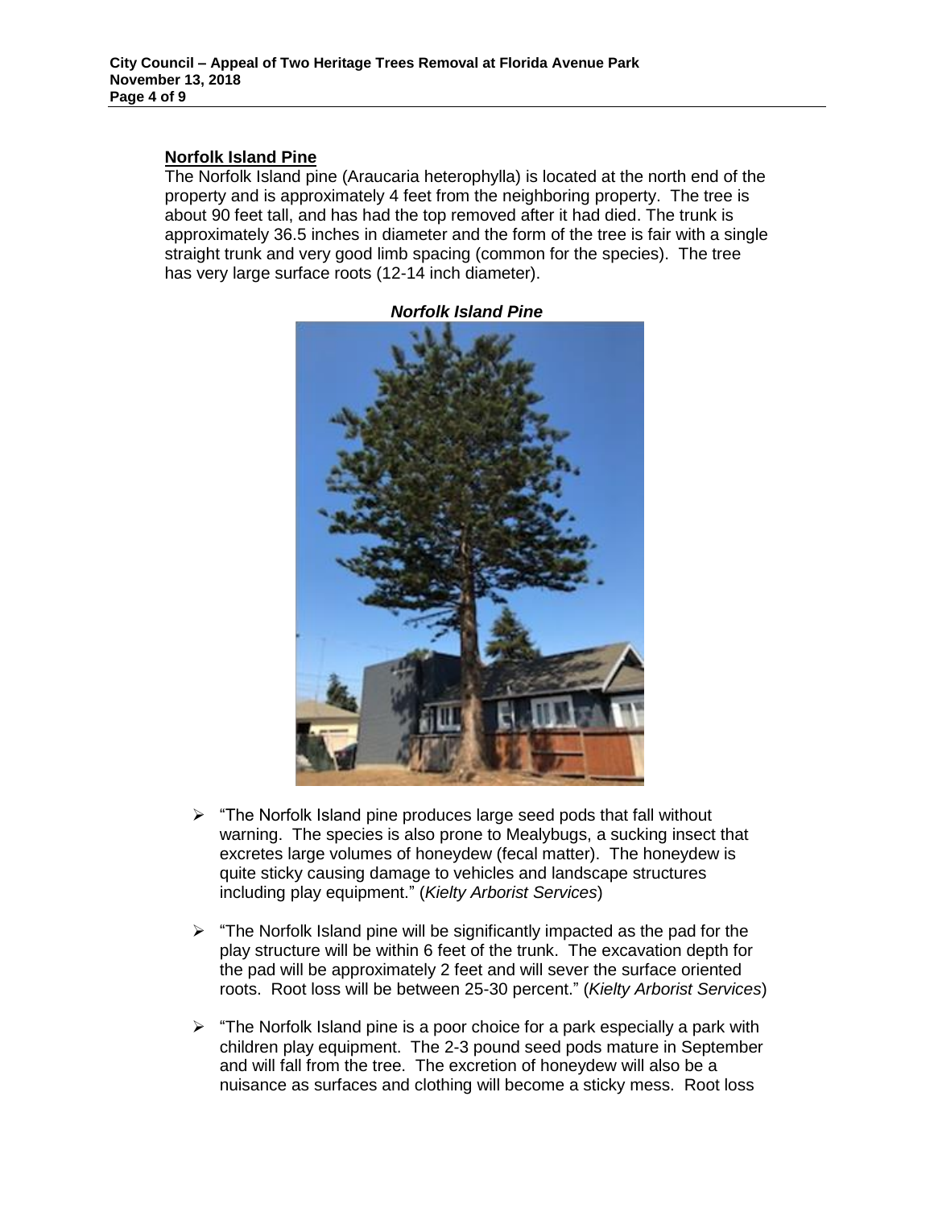## Norfolk Island Pine

The Norfolk Island pine (Araucaria heterophylla) is located at the north end of the property and is approximately 4 feet from the neighboring property. The tree is about 90 feet tall, and has had the top removed after it had died. The trunk is approximately 36.5 inches in diameter and the form of the tree is fair with a single straight trunk and very good limb spacing (common for the species). The tree has very large surface roots (12-14 inch diameter).

***Norfolk Island Pine***

- "The Norfolk Island pine produces large seed pods that fall without warning. The species is also prone to Mealybugs, a sucking insect that excretes large volumes of honeydew (fecal matter). The honeydew is quite sticky causing damage to vehicles and landscape structures including play equipment." (*Kielty Arborist Services*)

- "The Norfolk Island pine will be significantly impacted as the pad for the play structure will be within 6 feet of the trunk. The excavation depth for the pad will be approximately 2 feet and will sever the surface oriented roots. Root loss will be between 25-30 percent." (*Kielty Arborist Services*)

- "The Norfolk Island pine is a poor choice for a park especially a park with children play equipment. The 2-3 pound seed pods mature in September and will fall from the tree. The excretion of honeydew will also be a nuisance as surfaces and clothing will become a sticky mess. Root loss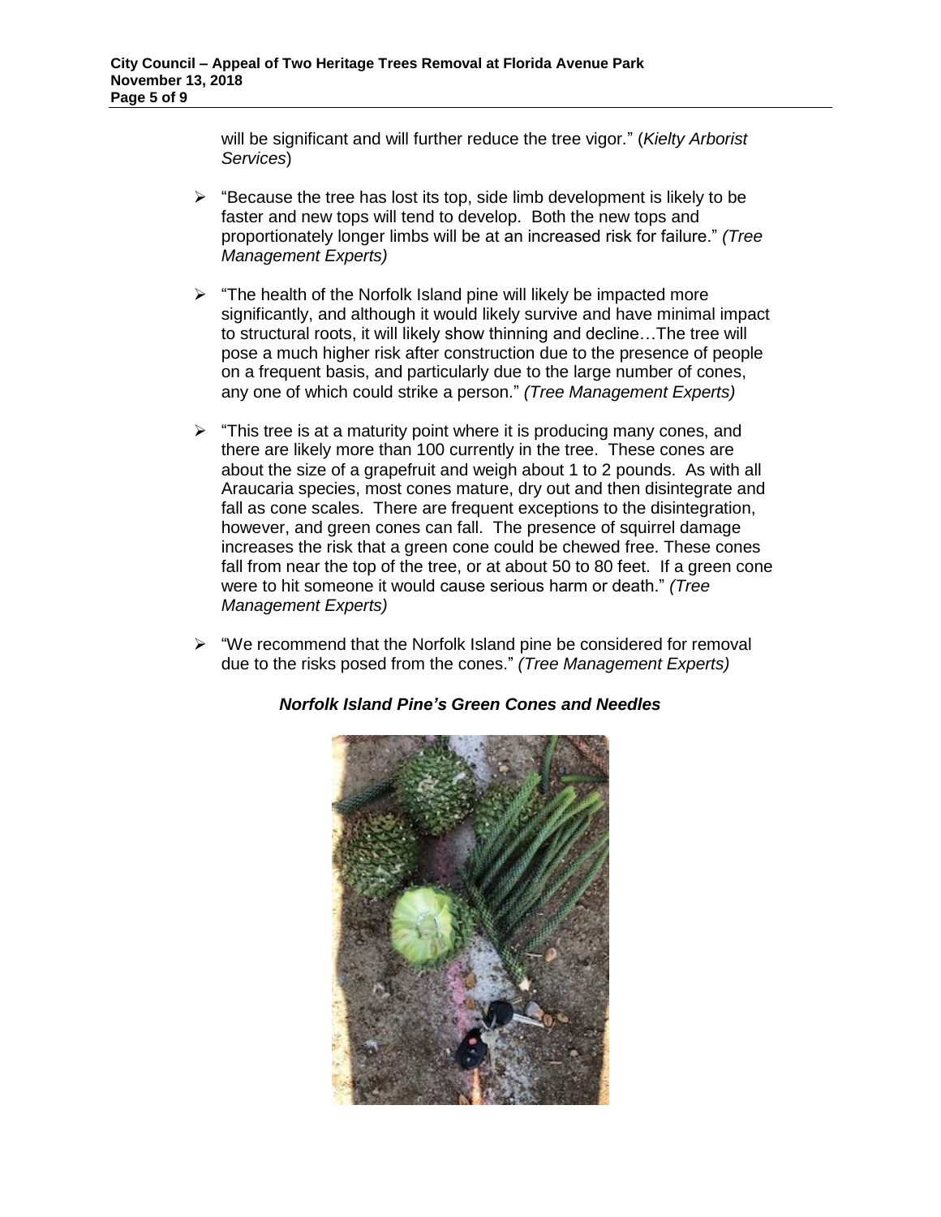will be significant and will further reduce the tree vigor." (*Kielty Arborist Services*)

- "Because the tree has lost its top, side limb development is likely to be faster and new tops will tend to develop. Both the new tops and proportionately longer limbs will be at an increased risk for failure." *(Tree Management Experts)*

- "The health of the Norfolk Island pine will likely be impacted more significantly, and although it would likely survive and have minimal impact to structural roots, it will likely show thinning and decline…The tree will pose a much higher risk after construction due to the presence of people on a frequent basis, and particularly due to the large number of cones, any one of which could strike a person." *(Tree Management Experts)*

- "This tree is at a maturity point where it is producing many cones, and there are likely more than 100 currently in the tree. These cones are about the size of a grapefruit and weigh about 1 to 2 pounds. As with all Araucaria species, most cones mature, dry out and then disintegrate and fall as cone scales. There are frequent exceptions to the disintegration, however, and green cones can fall. The presence of squirrel damage increases the risk that a green cone could be chewed free. These cones fall from near the top of the tree, or at about 50 to 80 feet. If a green cone were to hit someone it would cause serious harm or death." *(Tree Management Experts)*

- "We recommend that the Norfolk Island pine be considered for removal due to the risks posed from the cones." *(Tree Management Experts)*

***Norfolk Island Pine's Green Cones and Needles***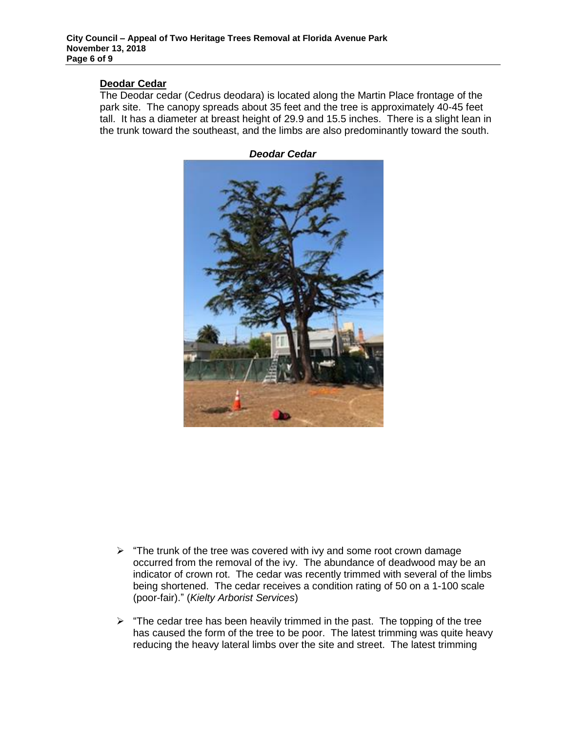## Deodar Cedar

The Deodar cedar (Cedrus deodara) is located along the Martin Place frontage of the park site. The canopy spreads about 35 feet and the tree is approximately 40-45 feet tall. It has a diameter at breast height of 29.9 and 15.5 inches. There is a slight lean in the trunk toward the southeast, and the limbs are also predominantly toward the south.

***Deodar Cedar***

- "The trunk of the tree was covered with ivy and some root crown damage occurred from the removal of the ivy. The abundance of deadwood may be an indicator of crown rot. The cedar was recently trimmed with several of the limbs being shortened. The cedar receives a condition rating of 50 on a 1-100 scale (poor-fair)." (*Kielty Arborist Services*)

- "The cedar tree has been heavily trimmed in the past. The topping of the tree has caused the form of the tree to be poor. The latest trimming was quite heavy reducing the heavy lateral limbs over the site and street. The latest trimming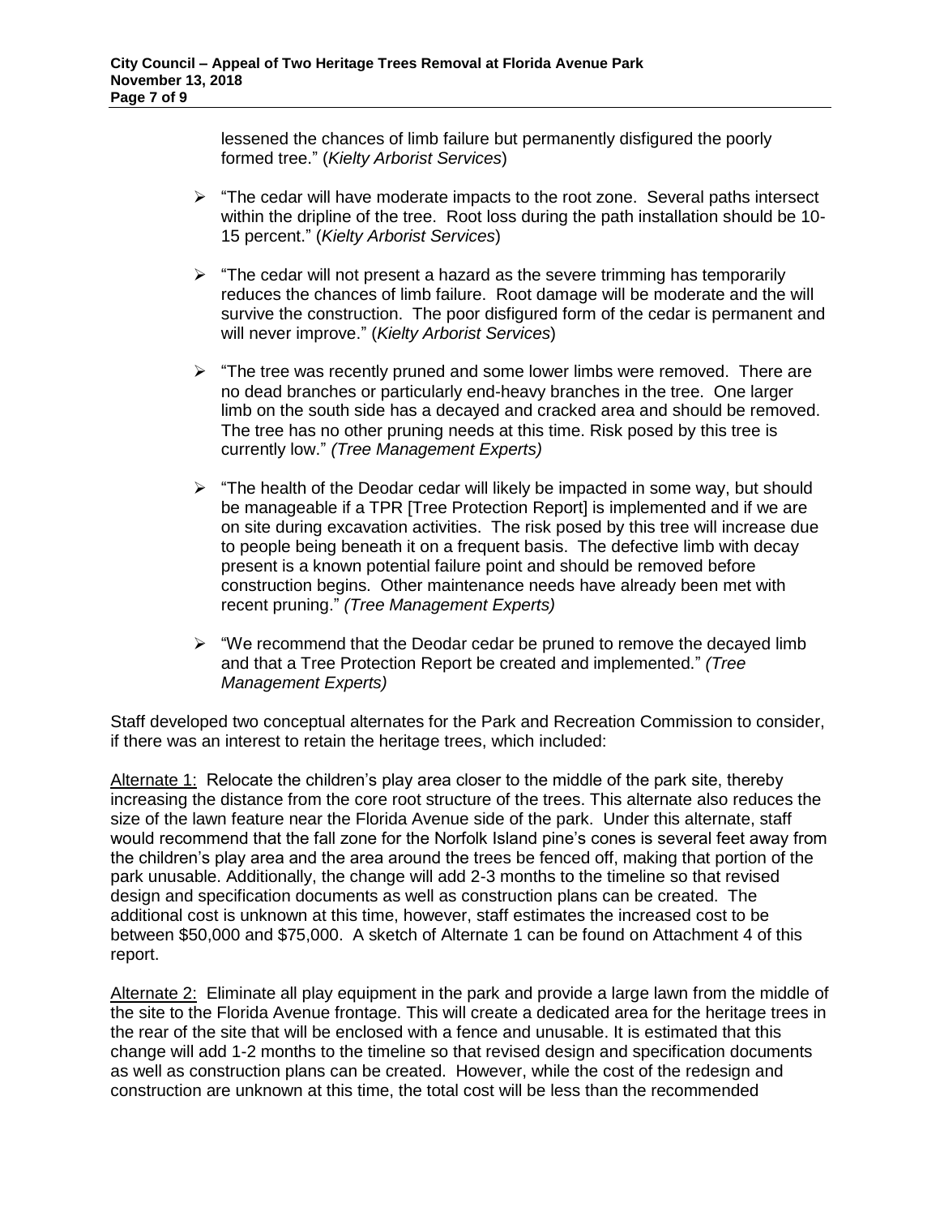lessened the chances of limb failure but permanently disfigured the poorly formed tree." (*Kielty Arborist Services*)

- "The cedar will have moderate impacts to the root zone. Several paths intersect within the dripline of the tree. Root loss during the path installation should be 10-15 percent." (*Kielty Arborist Services*)
- "The cedar will not present a hazard as the severe trimming has temporarily reduces the chances of limb failure. Root damage will be moderate and the will survive the construction. The poor disfigured form of the cedar is permanent and will never improve." (*Kielty Arborist Services*)
- "The tree was recently pruned and some lower limbs were removed. There are no dead branches or particularly end-heavy branches in the tree. One larger limb on the south side has a decayed and cracked area and should be removed. The tree has no other pruning needs at this time. Risk posed by this tree is currently low." *(Tree Management Experts)*
- "The health of the Deodar cedar will likely be impacted in some way, but should be manageable if a TPR [Tree Protection Report] is implemented and if we are on site during excavation activities. The risk posed by this tree will increase due to people being beneath it on a frequent basis. The defective limb with decay present is a known potential failure point and should be removed before construction begins. Other maintenance needs have already been met with recent pruning." *(Tree Management Experts)*
- "We recommend that the Deodar cedar be pruned to remove the decayed limb and that a Tree Protection Report be created and implemented." *(Tree Management Experts)*

Staff developed two conceptual alternates for the Park and Recreation Commission to consider, if there was an interest to retain the heritage trees, which included:

Alternate 1: Relocate the children's play area closer to the middle of the park site, thereby increasing the distance from the core root structure of the trees. This alternate also reduces the size of the lawn feature near the Florida Avenue side of the park. Under this alternate, staff would recommend that the fall zone for the Norfolk Island pine's cones is several feet away from the children's play area and the area around the trees be fenced off, making that portion of the park unusable. Additionally, the change will add 2-3 months to the timeline so that revised design and specification documents as well as construction plans can be created. The additional cost is unknown at this time, however, staff estimates the increased cost to be between $50,000 and $75,000. A sketch of Alternate 1 can be found on Attachment 4 of this report.

Alternate 2: Eliminate all play equipment in the park and provide a large lawn from the middle of the site to the Florida Avenue frontage. This will create a dedicated area for the heritage trees in the rear of the site that will be enclosed with a fence and unusable. It is estimated that this change will add 1-2 months to the timeline so that revised design and specification documents as well as construction plans can be created. However, while the cost of the redesign and construction are unknown at this time, the total cost will be less than the recommended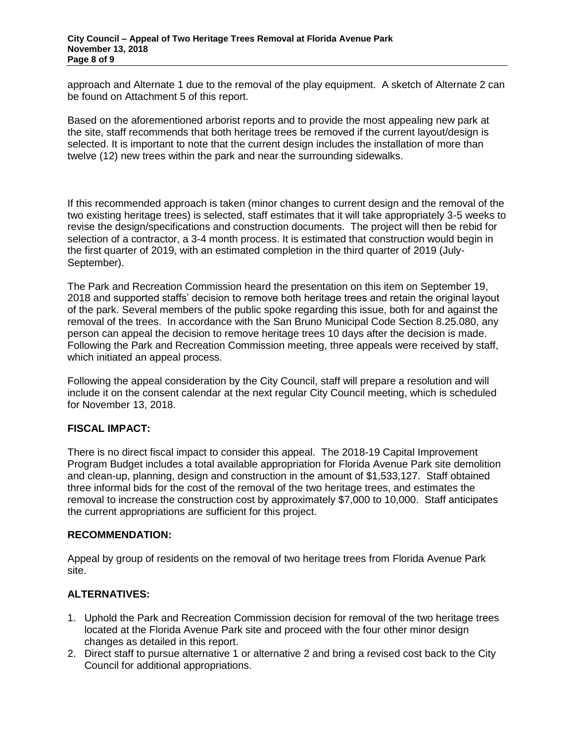approach and Alternate 1 due to the removal of the play equipment. A sketch of Alternate 2 can be found on Attachment 5 of this report.

Based on the aforementioned arborist reports and to provide the most appealing new park at the site, staff recommends that both heritage trees be removed if the current layout/design is selected. It is important to note that the current design includes the installation of more than twelve (12) new trees within the park and near the surrounding sidewalks.

If this recommended approach is taken (minor changes to current design and the removal of the two existing heritage trees) is selected, staff estimates that it will take appropriately 3-5 weeks to revise the design/specifications and construction documents. The project will then be rebid for selection of a contractor, a 3-4 month process. It is estimated that construction would begin in the first quarter of 2019, with an estimated completion in the third quarter of 2019 (July-September).

The Park and Recreation Commission heard the presentation on this item on September 19, 2018 and supported staffs' decision to remove both heritage trees and retain the original layout of the park. Several members of the public spoke regarding this issue, both for and against the removal of the trees. In accordance with the San Bruno Municipal Code Section 8.25.080, any person can appeal the decision to remove heritage trees 10 days after the decision is made. Following the Park and Recreation Commission meeting, three appeals were received by staff, which initiated an appeal process.

Following the appeal consideration by the City Council, staff will prepare a resolution and will include it on the consent calendar at the next regular City Council meeting, which is scheduled for November 13, 2018.

## FISCAL IMPACT:

There is no direct fiscal impact to consider this appeal. The 2018-19 Capital Improvement Program Budget includes a total available appropriation for Florida Avenue Park site demolition and clean-up, planning, design and construction in the amount of $1,533,127. Staff obtained three informal bids for the cost of the removal of the two heritage trees, and estimates the removal to increase the construction cost by approximately $7,000 to 10,000. Staff anticipates the current appropriations are sufficient for this project.

## RECOMMENDATION:

Appeal by group of residents on the removal of two heritage trees from Florida Avenue Park site.

## ALTERNATIVES:

1. Uphold the Park and Recreation Commission decision for removal of the two heritage trees located at the Florida Avenue Park site and proceed with the four other minor design changes as detailed in this report.
2. Direct staff to pursue alternative 1 or alternative 2 and bring a revised cost back to the City Council for additional appropriations.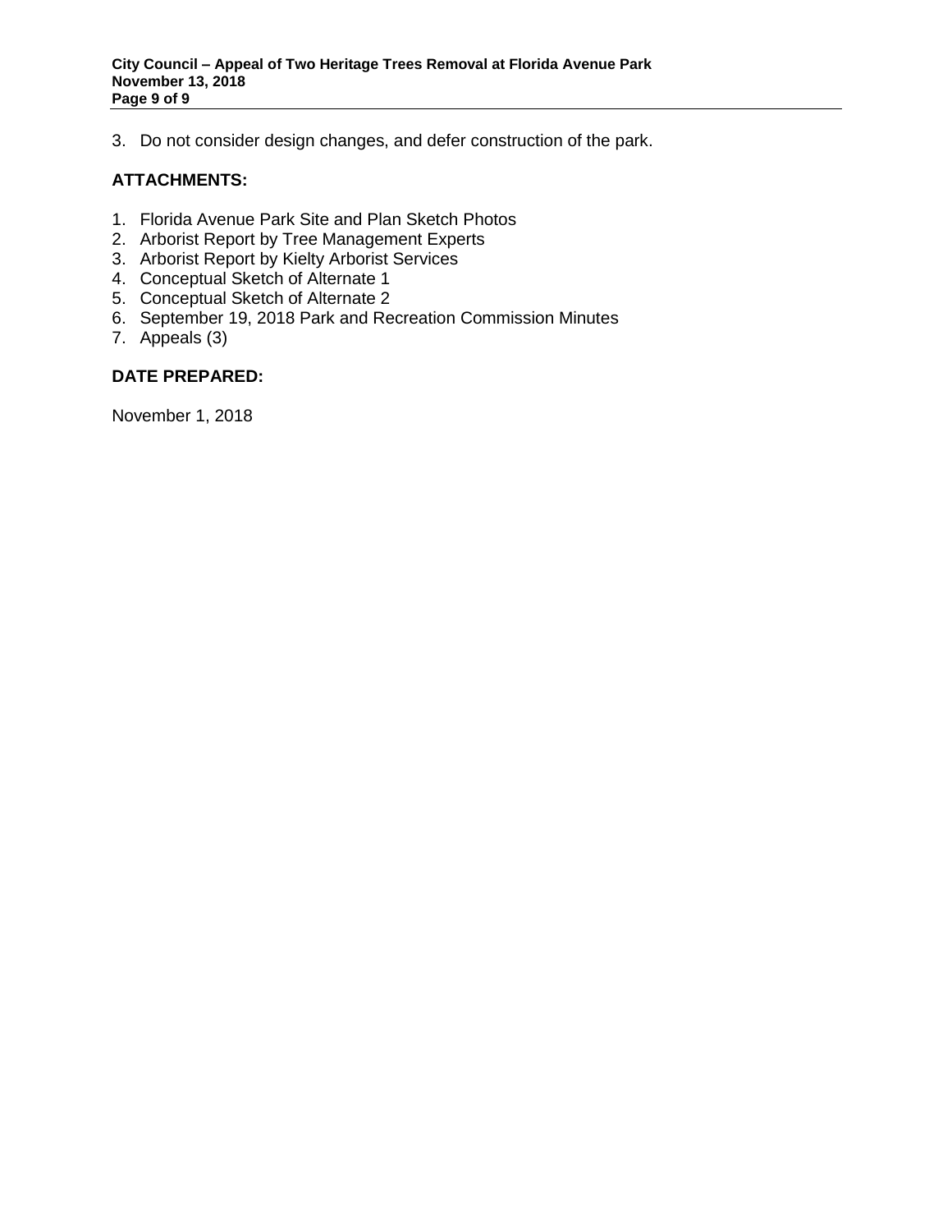3. Do not consider design changes, and defer construction of the park.

## ATTACHMENTS:

1. Florida Avenue Park Site and Plan Sketch Photos
2. Arborist Report by Tree Management Experts
3. Arborist Report by Kielty Arborist Services
4. Conceptual Sketch of Alternate 1
5. Conceptual Sketch of Alternate 2
6. September 19, 2018 Park and Recreation Commission Minutes
7. Appeals (3)

## DATE PREPARED:

November 1, 2018